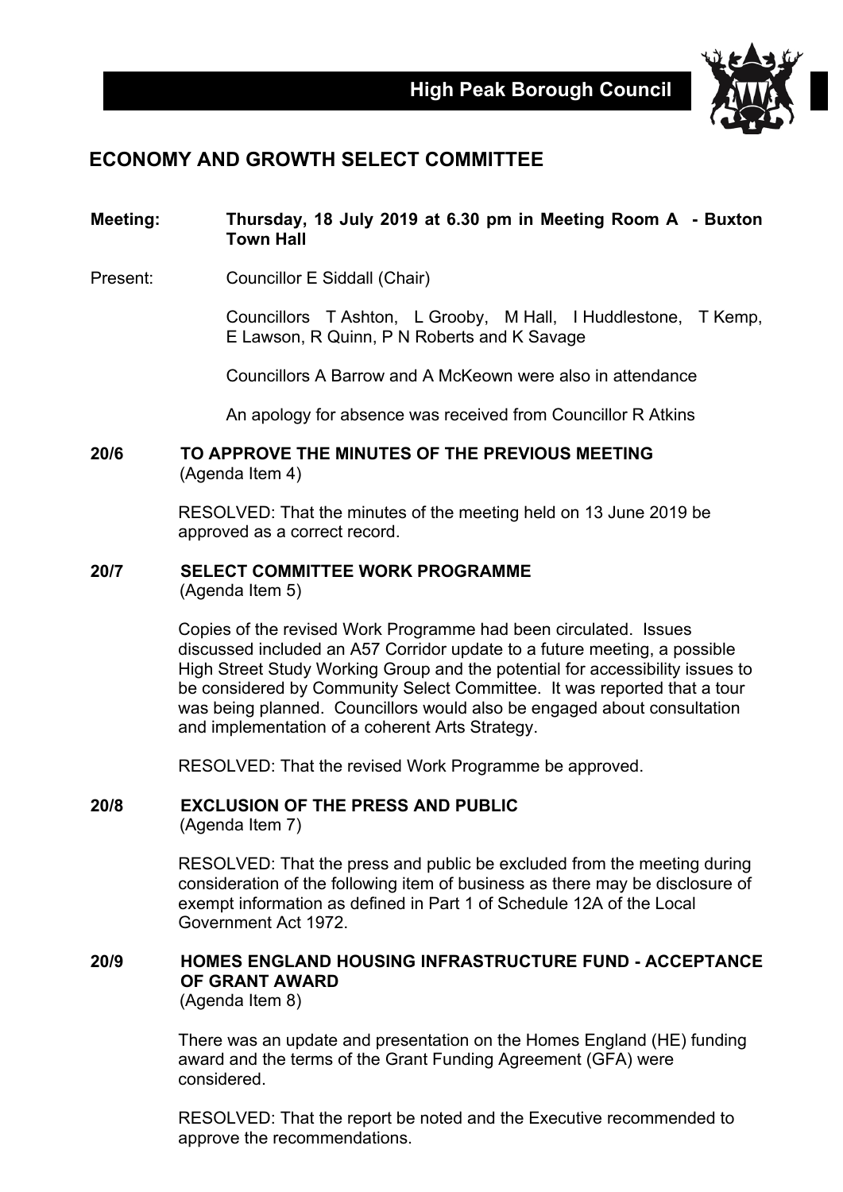**High Peak Borough Council**

# ECONOMY AND GROWTH SELECT COMMITTEE

**Meeting:** **Thursday, 18 July 2019 at 6.30 pm in Meeting Room A - Buxton Town Hall**

Present: Councillor E Siddall (Chair)

Councillors T Ashton, L Grooby, M Hall, I Huddlestone, T Kemp, E Lawson, R Quinn, P N Roberts and K Savage

Councillors A Barrow and A McKeown were also in attendance

An apology for absence was received from Councillor R Atkins

## 20/6 TO APPROVE THE MINUTES OF THE PREVIOUS MEETING
(Agenda Item 4)

RESOLVED: That the minutes of the meeting held on 13 June 2019 be approved as a correct record.

## 20/7 SELECT COMMITTEE WORK PROGRAMME
(Agenda Item 5)

Copies of the revised Work Programme had been circulated. Issues discussed included an A57 Corridor update to a future meeting, a possible High Street Study Working Group and the potential for accessibility issues to be considered by Community Select Committee. It was reported that a tour was being planned. Councillors would also be engaged about consultation and implementation of a coherent Arts Strategy.

RESOLVED: That the revised Work Programme be approved.

## 20/8 EXCLUSION OF THE PRESS AND PUBLIC
(Agenda Item 7)

RESOLVED: That the press and public be excluded from the meeting during consideration of the following item of business as there may be disclosure of exempt information as defined in Part 1 of Schedule 12A of the Local Government Act 1972.

## 20/9 HOMES ENGLAND HOUSING INFRASTRUCTURE FUND - ACCEPTANCE OF GRANT AWARD
(Agenda Item 8)

There was an update and presentation on the Homes England (HE) funding award and the terms of the Grant Funding Agreement (GFA) were considered.

RESOLVED: That the report be noted and the Executive recommended to approve the recommendations.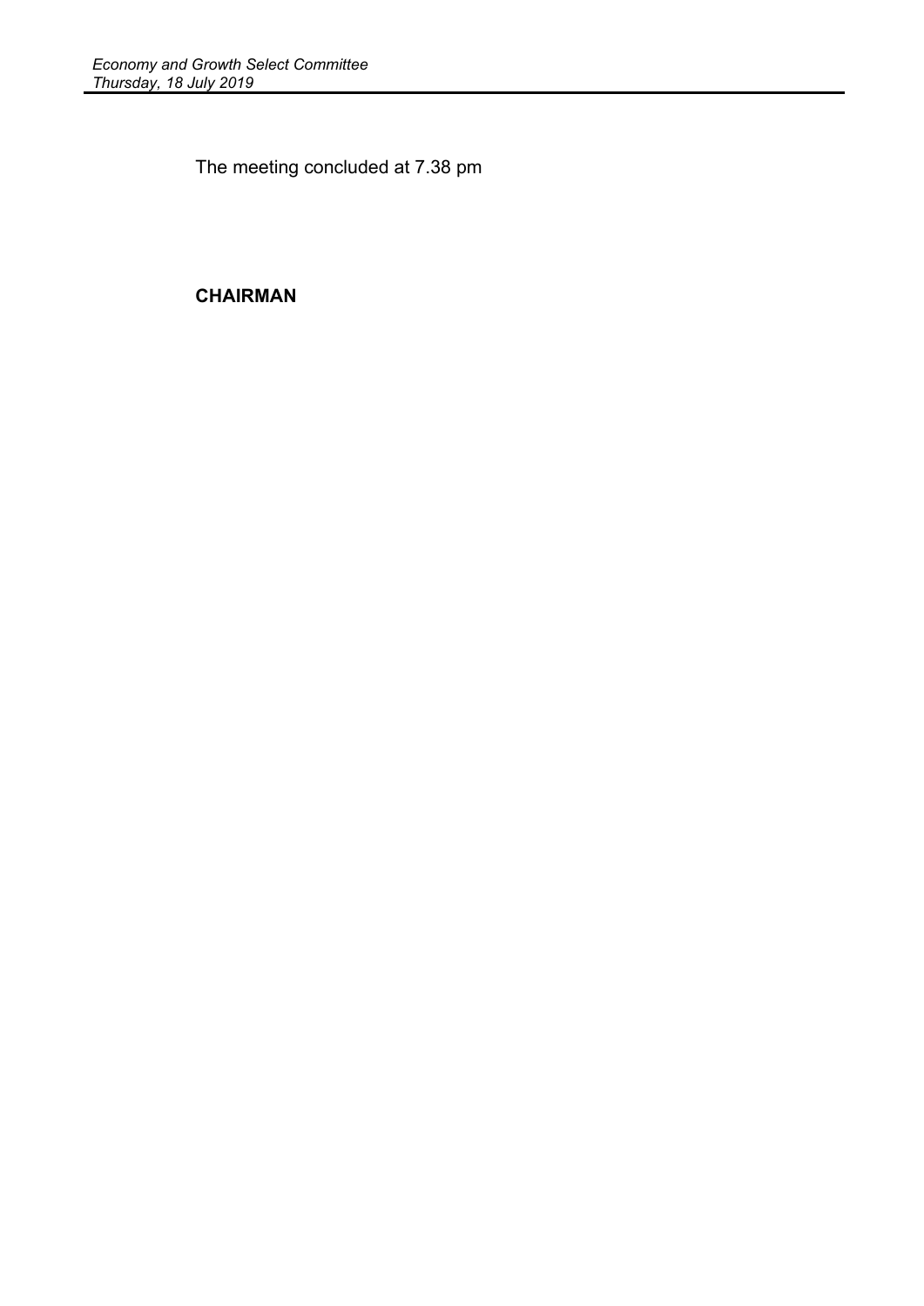The meeting concluded at 7.38 pm

**CHAIRMAN**